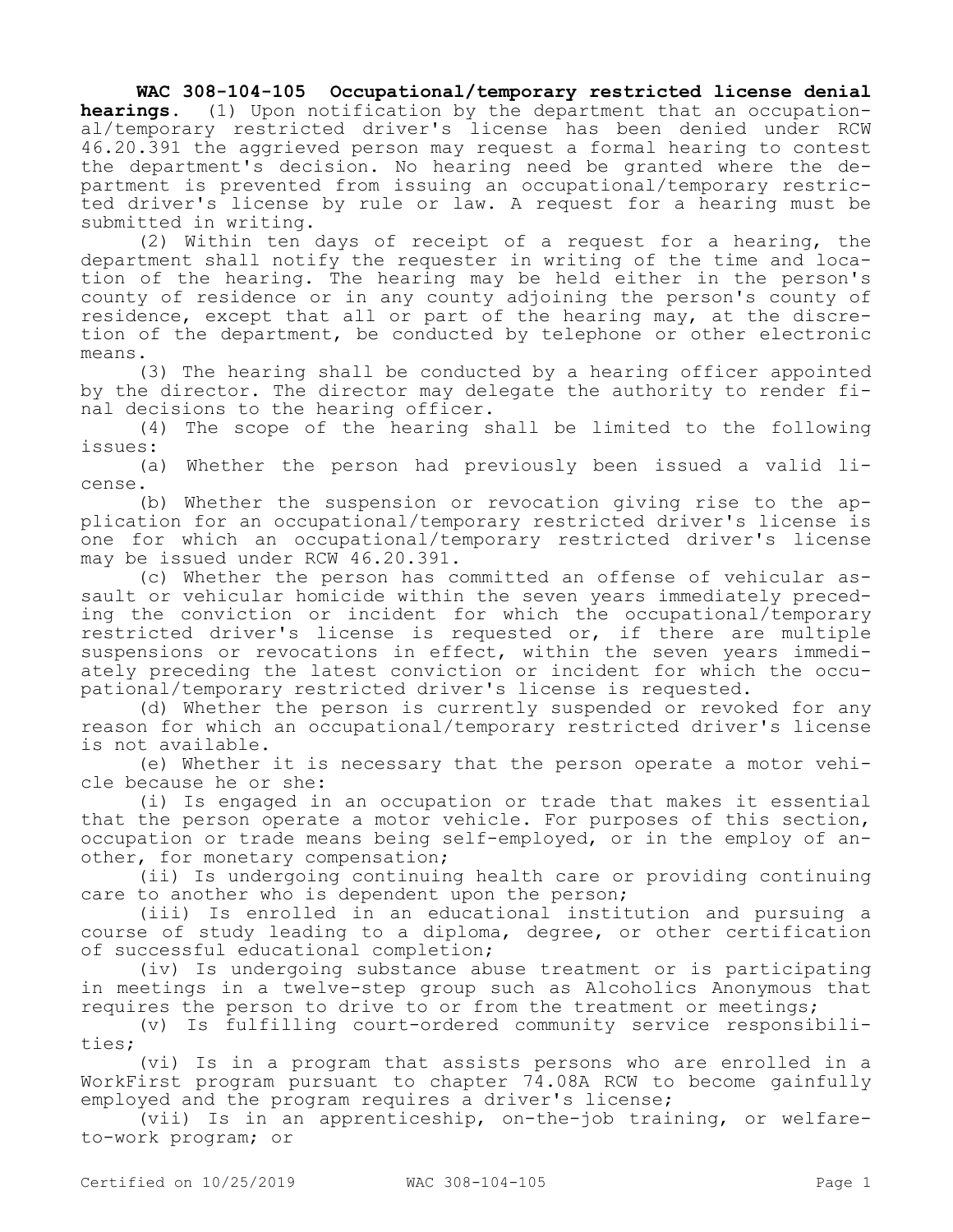**WAC 308-104-105 Occupational/temporary restricted license denial hearings.** (1) Upon notification by the department that an occupational/temporary restricted driver's license has been denied under RCW 46.20.391 the aggrieved person may request a formal hearing to contest the department's decision. No hearing need be granted where the department is prevented from issuing an occupational/temporary restricted driver's license by rule or law. A request for a hearing must be submitted in writing.

(2) Within ten days of receipt of a request for a hearing, the department shall notify the requester in writing of the time and location of the hearing. The hearing may be held either in the person's county of residence or in any county adjoining the person's county of residence, except that all or part of the hearing may, at the discretion of the department, be conducted by telephone or other electronic means.

(3) The hearing shall be conducted by a hearing officer appointed by the director. The director may delegate the authority to render final decisions to the hearing officer.

(4) The scope of the hearing shall be limited to the following issues:

(a) Whether the person had previously been issued a valid license.

(b) Whether the suspension or revocation giving rise to the application for an occupational/temporary restricted driver's license is one for which an occupational/temporary restricted driver's license may be issued under RCW 46.20.391.

(c) Whether the person has committed an offense of vehicular assault or vehicular homicide within the seven years immediately preceding the conviction or incident for which the occupational/temporary restricted driver's license is requested or, if there are multiple suspensions or revocations in effect, within the seven years immediately preceding the latest conviction or incident for which the occupational/temporary restricted driver's license is requested.

(d) Whether the person is currently suspended or revoked for any reason for which an occupational/temporary restricted driver's license is not available.

(e) Whether it is necessary that the person operate a motor vehicle because he or she:

(i) Is engaged in an occupation or trade that makes it essential that the person operate a motor vehicle. For purposes of this section, occupation or trade means being self-employed, or in the employ of another, for monetary compensation;

(ii) Is undergoing continuing health care or providing continuing care to another who is dependent upon the person;

(iii) Is enrolled in an educational institution and pursuing a course of study leading to a diploma, degree, or other certification of successful educational completion;

(iv) Is undergoing substance abuse treatment or is participating in meetings in a twelve-step group such as Alcoholics Anonymous that requires the person to drive to or from the treatment or meetings;

(v) Is fulfilling court-ordered community service responsibilities;

(vi) Is in a program that assists persons who are enrolled in a WorkFirst program pursuant to chapter 74.08A RCW to become gainfully employed and the program requires a driver's license;

(vii) Is in an apprenticeship, on-the-job training, or welfare-to-work program; or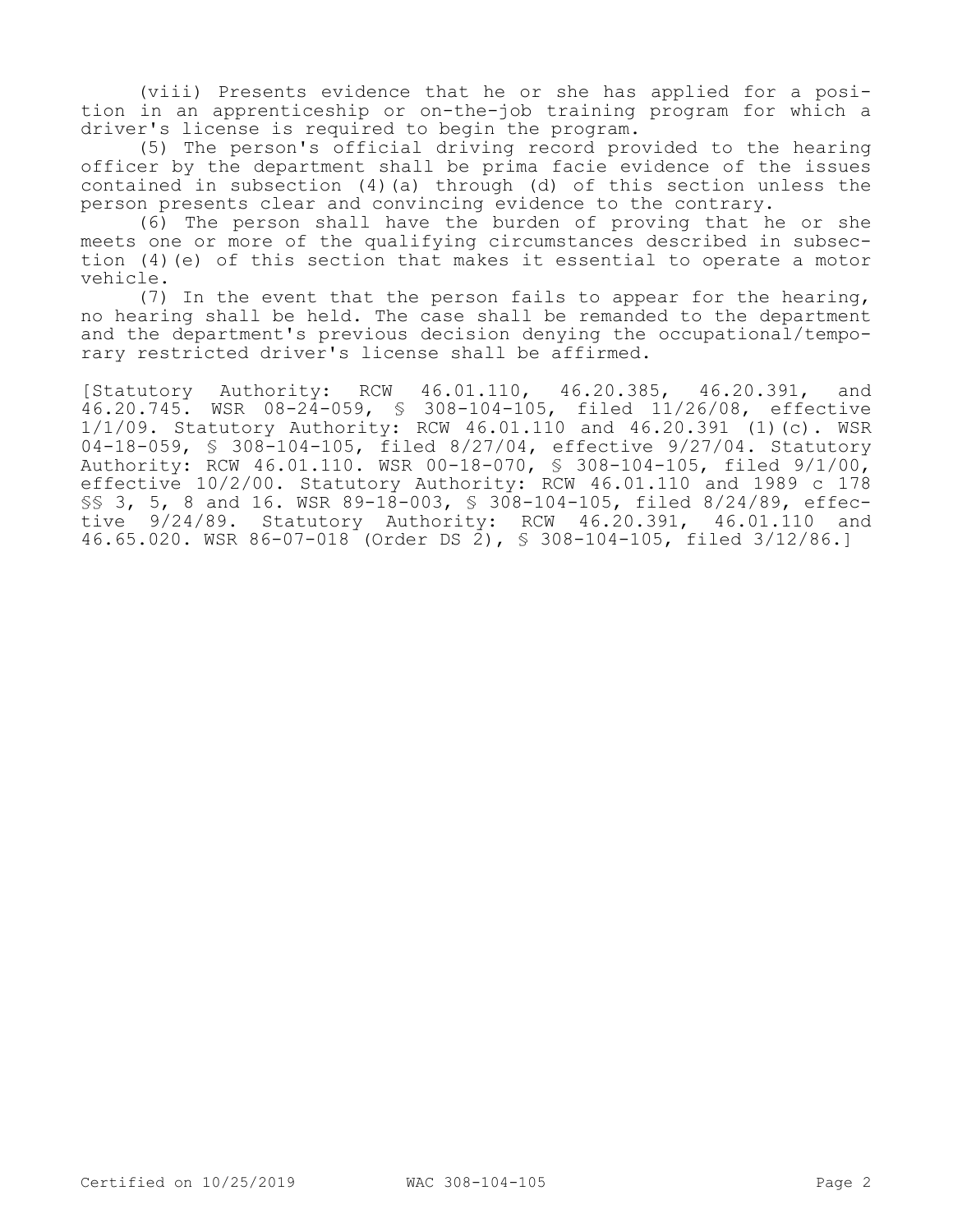(viii) Presents evidence that he or she has applied for a position in an apprenticeship or on-the-job training program for which a driver's license is required to begin the program.

(5) The person's official driving record provided to the hearing officer by the department shall be prima facie evidence of the issues contained in subsection (4)(a) through (d) of this section unless the person presents clear and convincing evidence to the contrary.

(6) The person shall have the burden of proving that he or she meets one or more of the qualifying circumstances described in subsection (4)(e) of this section that makes it essential to operate a motor vehicle.

(7) In the event that the person fails to appear for the hearing, no hearing shall be held. The case shall be remanded to the department and the department's previous decision denying the occupational/temporary restricted driver's license shall be affirmed.

[Statutory Authority: RCW 46.01.110, 46.20.385, 46.20.391, and 46.20.745. WSR 08-24-059, § 308-104-105, filed 11/26/08, effective 1/1/09. Statutory Authority: RCW 46.01.110 and 46.20.391 (1)(c). WSR 04-18-059, § 308-104-105, filed 8/27/04, effective 9/27/04. Statutory Authority: RCW 46.01.110. WSR 00-18-070, § 308-104-105, filed 9/1/00, effective 10/2/00. Statutory Authority: RCW 46.01.110 and 1989 c 178 §§ 3, 5, 8 and 16. WSR 89-18-003, § 308-104-105, filed 8/24/89, effective 9/24/89. Statutory Authority: RCW 46.20.391, 46.01.110 and 46.65.020. WSR 86-07-018 (Order DS 2), § 308-104-105, filed 3/12/86.]